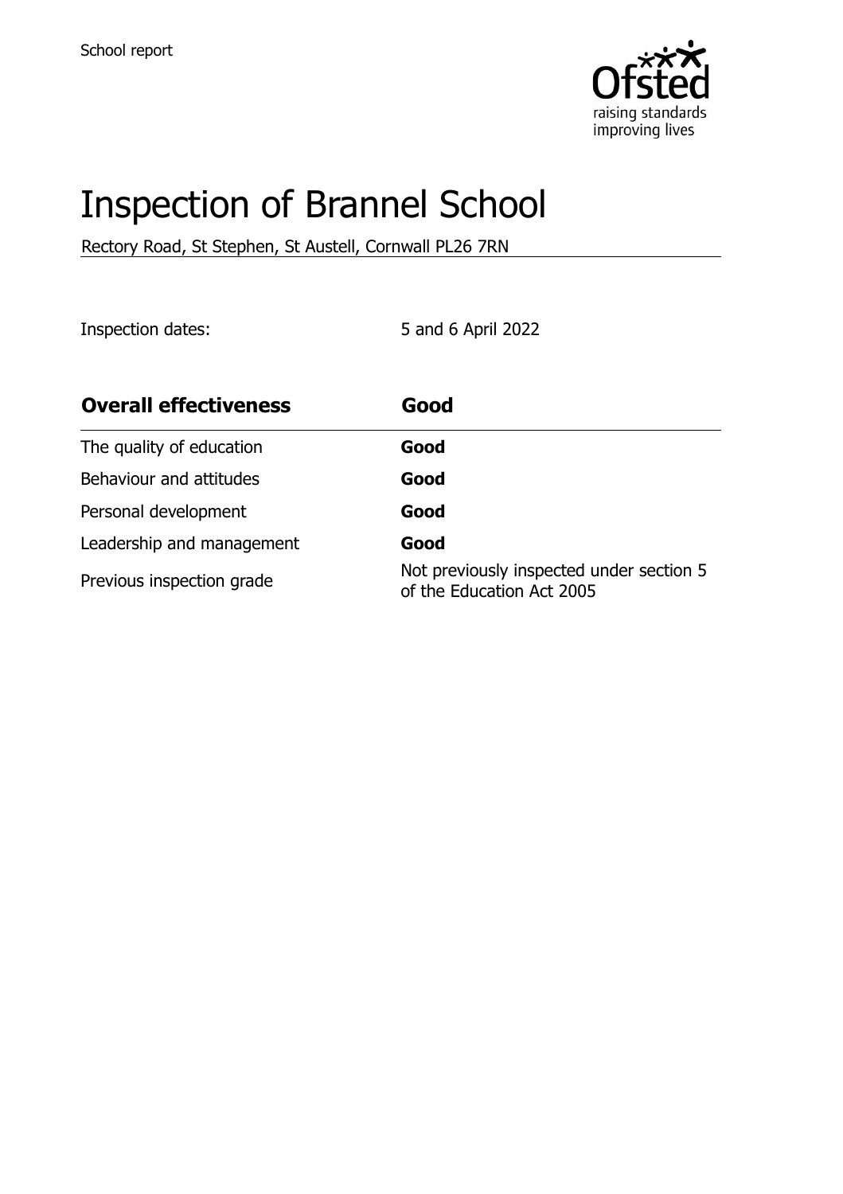School report

# Inspection of Brannel School

Rectory Road, St Stephen, St Austell, Cornwall PL26 7RN

Inspection dates: 5 and 6 April 2022

| **Overall effectiveness** | **Good** |
|---|---|
| The quality of education | **Good** |
| Behaviour and attitudes | **Good** |
| Personal development | **Good** |
| Leadership and management | **Good** |
| Previous inspection grade | Not previously inspected under section 5 of the Education Act 2005 |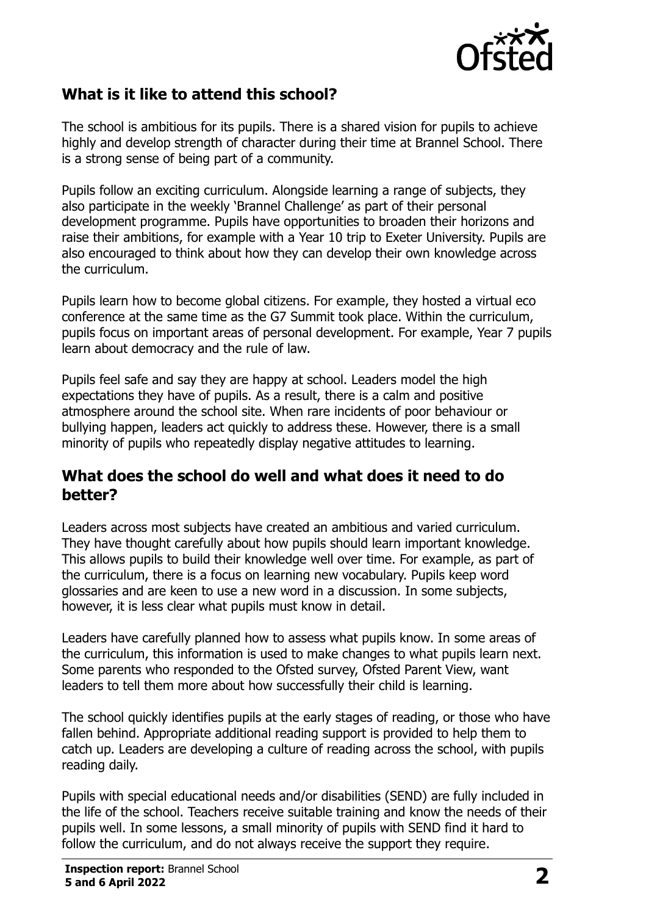## What is it like to attend this school?

The school is ambitious for its pupils. There is a shared vision for pupils to achieve highly and develop strength of character during their time at Brannel School. There is a strong sense of being part of a community.

Pupils follow an exciting curriculum. Alongside learning a range of subjects, they also participate in the weekly 'Brannel Challenge' as part of their personal development programme. Pupils have opportunities to broaden their horizons and raise their ambitions, for example with a Year 10 trip to Exeter University. Pupils are also encouraged to think about how they can develop their own knowledge across the curriculum.

Pupils learn how to become global citizens. For example, they hosted a virtual eco conference at the same time as the G7 Summit took place. Within the curriculum, pupils focus on important areas of personal development. For example, Year 7 pupils learn about democracy and the rule of law.

Pupils feel safe and say they are happy at school. Leaders model the high expectations they have of pupils. As a result, there is a calm and positive atmosphere around the school site. When rare incidents of poor behaviour or bullying happen, leaders act quickly to address these. However, there is a small minority of pupils who repeatedly display negative attitudes to learning.

## What does the school do well and what does it need to do better?

Leaders across most subjects have created an ambitious and varied curriculum. They have thought carefully about how pupils should learn important knowledge. This allows pupils to build their knowledge well over time. For example, as part of the curriculum, there is a focus on learning new vocabulary. Pupils keep word glossaries and are keen to use a new word in a discussion. In some subjects, however, it is less clear what pupils must know in detail.

Leaders have carefully planned how to assess what pupils know. In some areas of the curriculum, this information is used to make changes to what pupils learn next. Some parents who responded to the Ofsted survey, Ofsted Parent View, want leaders to tell them more about how successfully their child is learning.

The school quickly identifies pupils at the early stages of reading, or those who have fallen behind. Appropriate additional reading support is provided to help them to catch up. Leaders are developing a culture of reading across the school, with pupils reading daily.

Pupils with special educational needs and/or disabilities (SEND) are fully included in the life of the school. Teachers receive suitable training and know the needs of their pupils well. In some lessons, a small minority of pupils with SEND find it hard to follow the curriculum, and do not always receive the support they require.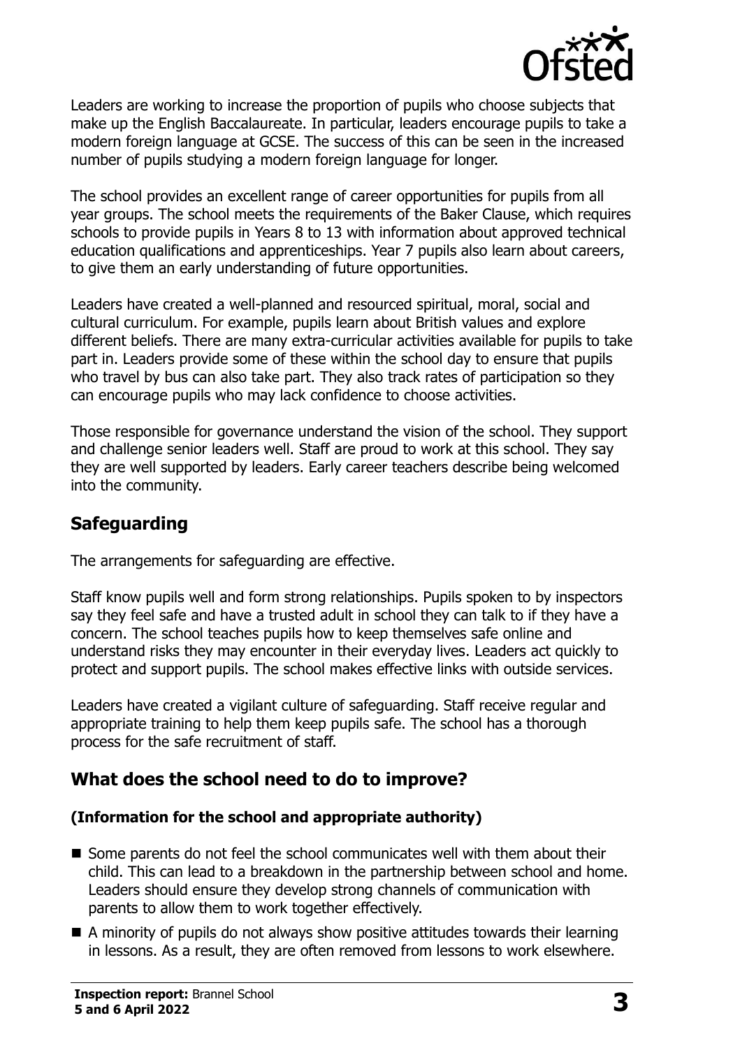Leaders are working to increase the proportion of pupils who choose subjects that make up the English Baccalaureate. In particular, leaders encourage pupils to take a modern foreign language at GCSE. The success of this can be seen in the increased number of pupils studying a modern foreign language for longer.

The school provides an excellent range of career opportunities for pupils from all year groups. The school meets the requirements of the Baker Clause, which requires schools to provide pupils in Years 8 to 13 with information about approved technical education qualifications and apprenticeships. Year 7 pupils also learn about careers, to give them an early understanding of future opportunities.

Leaders have created a well-planned and resourced spiritual, moral, social and cultural curriculum. For example, pupils learn about British values and explore different beliefs. There are many extra-curricular activities available for pupils to take part in. Leaders provide some of these within the school day to ensure that pupils who travel by bus can also take part. They also track rates of participation so they can encourage pupils who may lack confidence to choose activities.

Those responsible for governance understand the vision of the school. They support and challenge senior leaders well. Staff are proud to work at this school. They say they are well supported by leaders. Early career teachers describe being welcomed into the community.

## Safeguarding

The arrangements for safeguarding are effective.

Staff know pupils well and form strong relationships. Pupils spoken to by inspectors say they feel safe and have a trusted adult in school they can talk to if they have a concern. The school teaches pupils how to keep themselves safe online and understand risks they may encounter in their everyday lives. Leaders act quickly to protect and support pupils. The school makes effective links with outside services.

Leaders have created a vigilant culture of safeguarding. Staff receive regular and appropriate training to help them keep pupils safe. The school has a thorough process for the safe recruitment of staff.

## What does the school need to do to improve?

### (Information for the school and appropriate authority)

- Some parents do not feel the school communicates well with them about their child. This can lead to a breakdown in the partnership between school and home. Leaders should ensure they develop strong channels of communication with parents to allow them to work together effectively.
- A minority of pupils do not always show positive attitudes towards their learning in lessons. As a result, they are often removed from lessons to work elsewhere.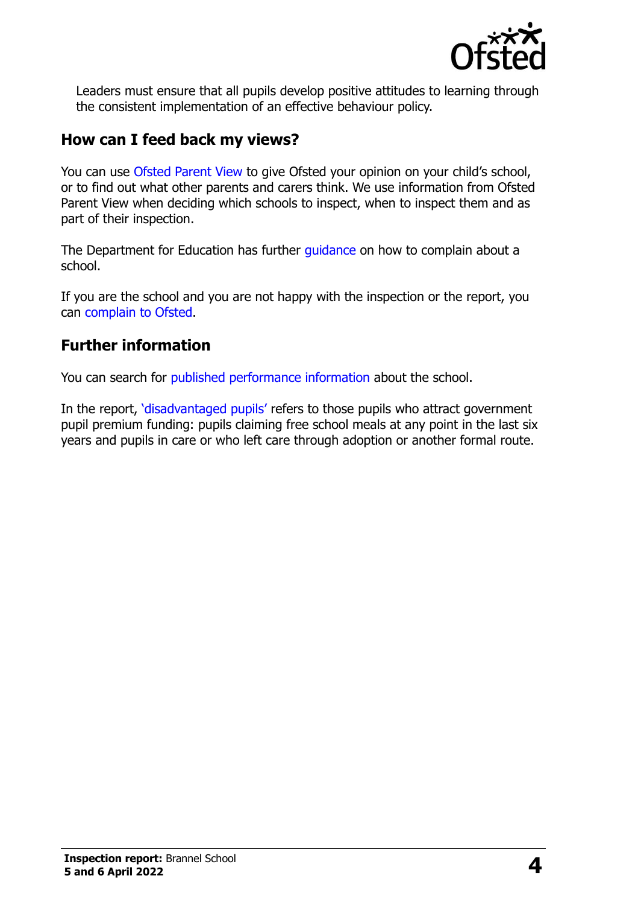Leaders must ensure that all pupils develop positive attitudes to learning through the consistent implementation of an effective behaviour policy.

## How can I feed back my views?

You can use Ofsted Parent View to give Ofsted your opinion on your child's school, or to find out what other parents and carers think. We use information from Ofsted Parent View when deciding which schools to inspect, when to inspect them and as part of their inspection.

The Department for Education has further guidance on how to complain about a school.

If you are the school and you are not happy with the inspection or the report, you can complain to Ofsted.

## Further information

You can search for published performance information about the school.

In the report, 'disadvantaged pupils' refers to those pupils who attract government pupil premium funding: pupils claiming free school meals at any point in the last six years and pupils in care or who left care through adoption or another formal route.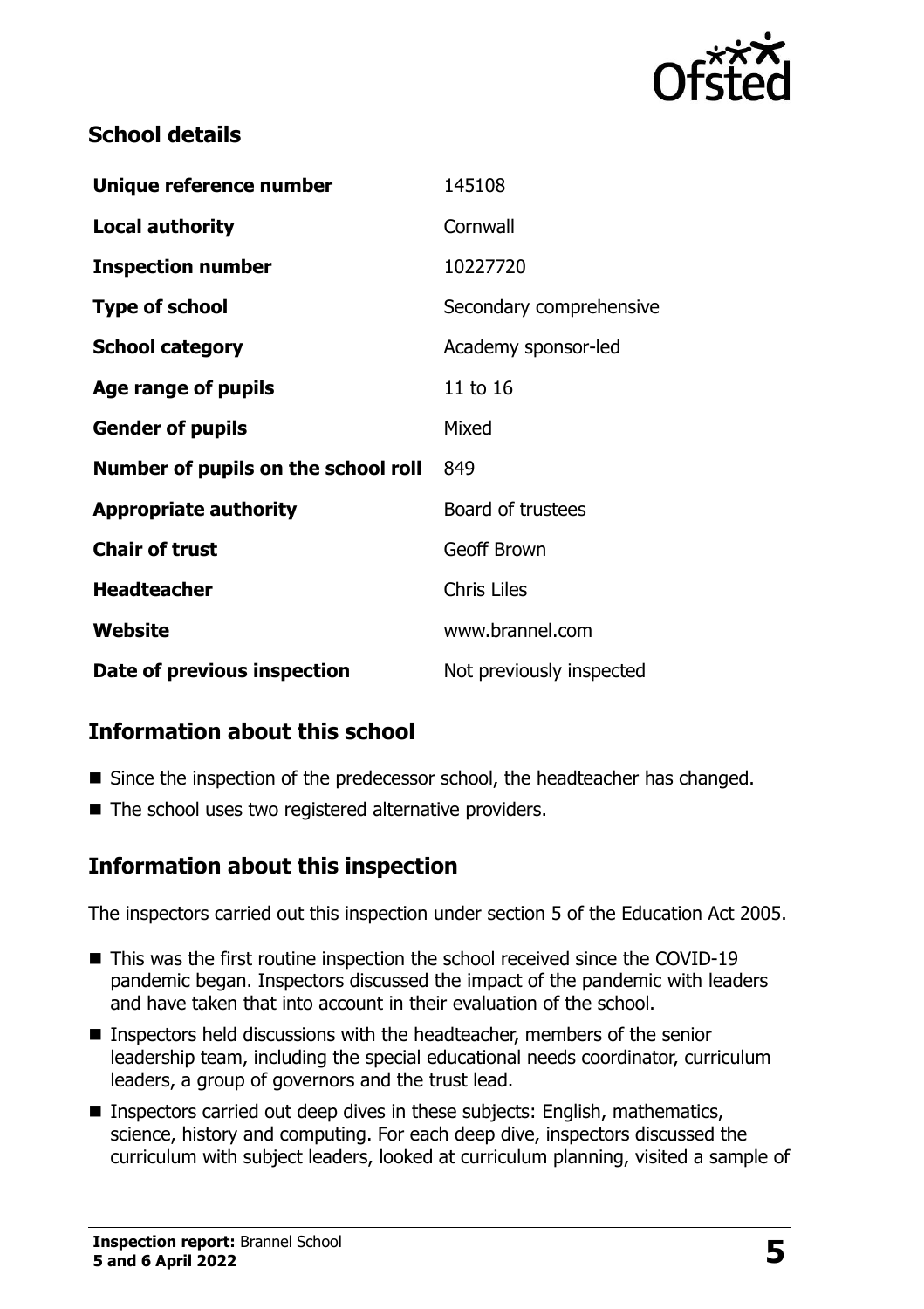## School details

| Unique reference number | 145108 |
| --- | --- |
| **Local authority** | Cornwall |
| **Inspection number** | 10227720 |
| **Type of school** | Secondary comprehensive |
| **School category** | Academy sponsor-led |
| **Age range of pupils** | 11 to 16 |
| **Gender of pupils** | Mixed |
| **Number of pupils on the school roll** | 849 |
| **Appropriate authority** | Board of trustees |
| **Chair of trust** | Geoff Brown |
| **Headteacher** | Chris Liles |
| **Website** | www.brannel.com |
| **Date of previous inspection** | Not previously inspected |

## Information about this school

- Since the inspection of the predecessor school, the headteacher has changed.
- The school uses two registered alternative providers.

## Information about this inspection

The inspectors carried out this inspection under section 5 of the Education Act 2005.

- This was the first routine inspection the school received since the COVID-19 pandemic began. Inspectors discussed the impact of the pandemic with leaders and have taken that into account in their evaluation of the school.
- Inspectors held discussions with the headteacher, members of the senior leadership team, including the special educational needs coordinator, curriculum leaders, a group of governors and the trust lead.
- Inspectors carried out deep dives in these subjects: English, mathematics, science, history and computing. For each deep dive, inspectors discussed the curriculum with subject leaders, looked at curriculum planning, visited a sample of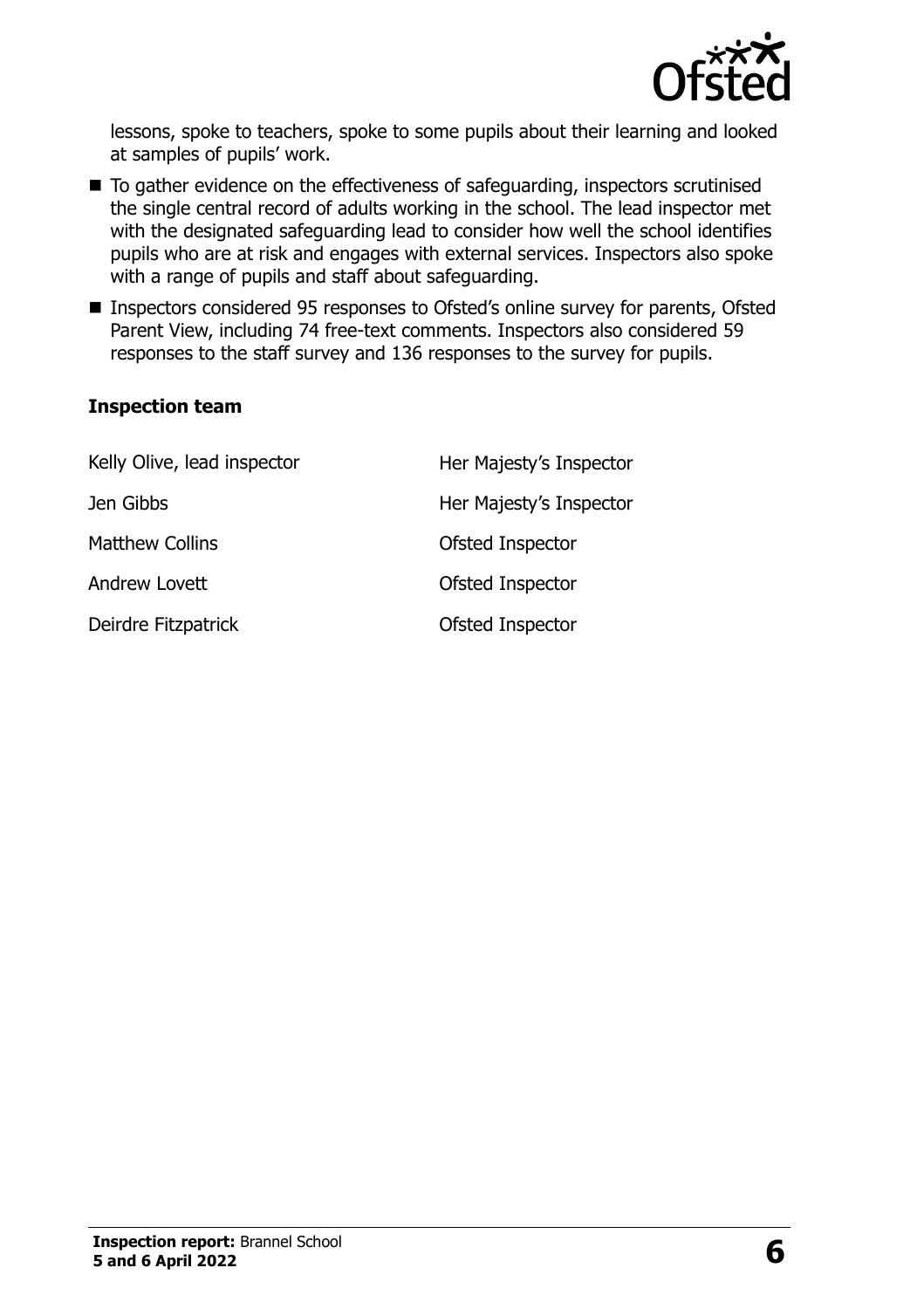lessons, spoke to teachers, spoke to some pupils about their learning and looked at samples of pupils' work.

- To gather evidence on the effectiveness of safeguarding, inspectors scrutinised the single central record of adults working in the school. The lead inspector met with the designated safeguarding lead to consider how well the school identifies pupils who are at risk and engages with external services. Inspectors also spoke with a range of pupils and staff about safeguarding.
- Inspectors considered 95 responses to Ofsted's online survey for parents, Ofsted Parent View, including 74 free-text comments. Inspectors also considered 59 responses to the staff survey and 136 responses to the survey for pupils.

### Inspection team

| | |
|---|---|
| Kelly Olive, lead inspector | Her Majesty's Inspector |
| Jen Gibbs | Her Majesty's Inspector |
| Matthew Collins | Ofsted Inspector |
| Andrew Lovett | Ofsted Inspector |
| Deirdre Fitzpatrick | Ofsted Inspector |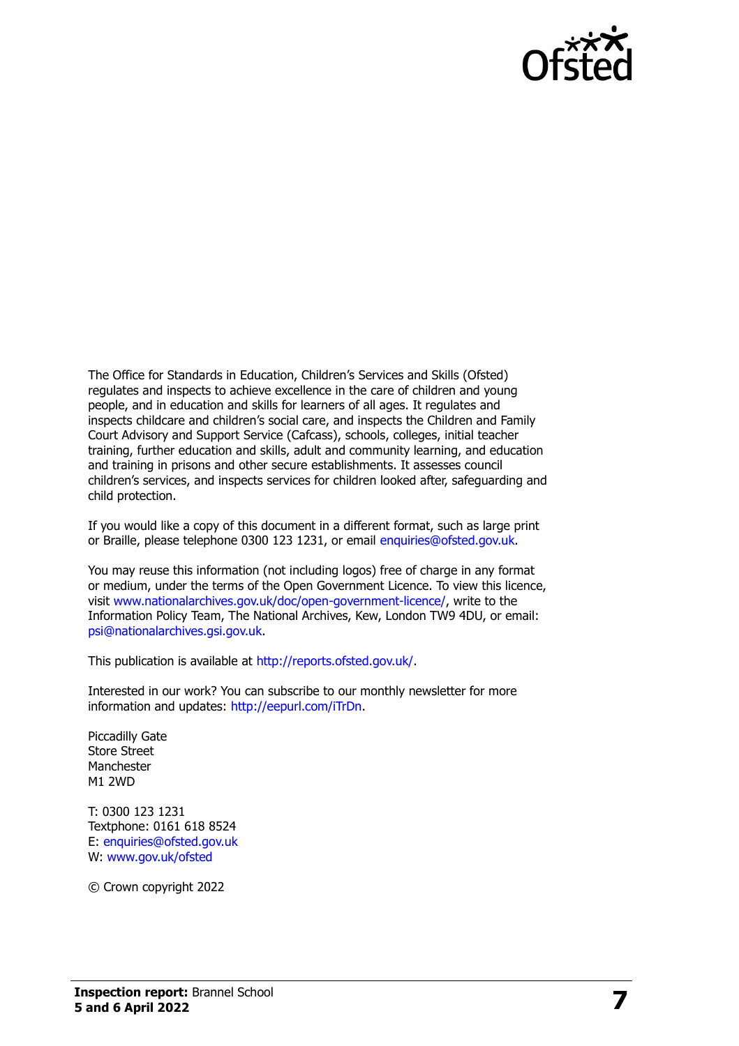The Office for Standards in Education, Children's Services and Skills (Ofsted) regulates and inspects to achieve excellence in the care of children and young people, and in education and skills for learners of all ages. It regulates and inspects childcare and children's social care, and inspects the Children and Family Court Advisory and Support Service (Cafcass), schools, colleges, initial teacher training, further education and skills, adult and community learning, and education and training in prisons and other secure establishments. It assesses council children's services, and inspects services for children looked after, safeguarding and child protection.

If you would like a copy of this document in a different format, such as large print or Braille, please telephone 0300 123 1231, or email enquiries@ofsted.gov.uk.

You may reuse this information (not including logos) free of charge in any format or medium, under the terms of the Open Government Licence. To view this licence, visit www.nationalarchives.gov.uk/doc/open-government-licence/, write to the Information Policy Team, The National Archives, Kew, London TW9 4DU, or email: psi@nationalarchives.gsi.gov.uk.

This publication is available at http://reports.ofsted.gov.uk/.

Interested in our work? You can subscribe to our monthly newsletter for more information and updates: http://eepurl.com/iTrDn.

Piccadilly Gate
Store Street
Manchester
M1 2WD

T: 0300 123 1231
Textphone: 0161 618 8524
E: enquiries@ofsted.gov.uk
W: www.gov.uk/ofsted

© Crown copyright 2022